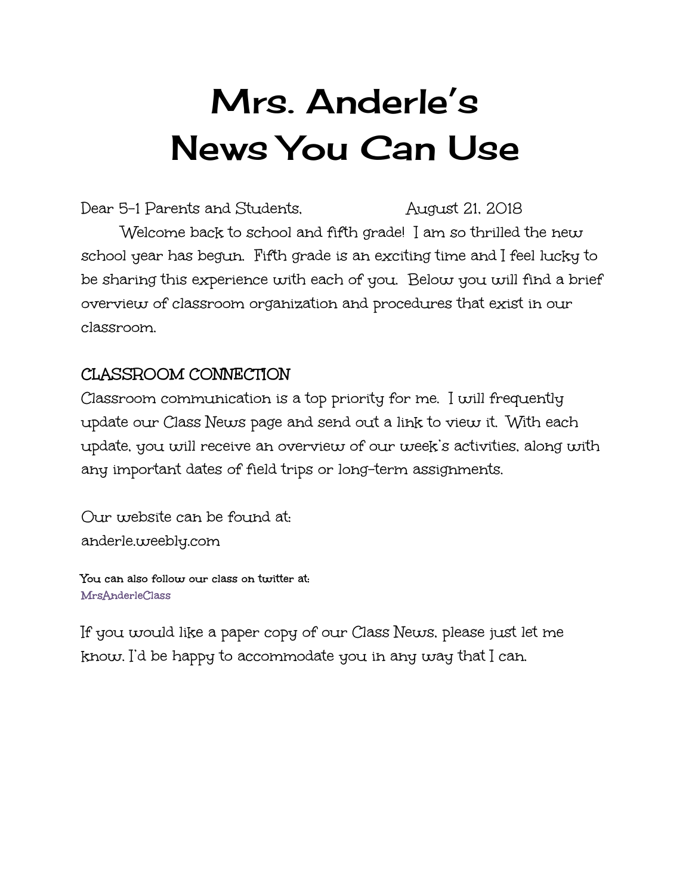# Mrs. Anderle's News You Can Use

Dear 5-1 Parents and Students, August 21, 2018

Welcome back to school and fifth grade! I am so thrilled the new school year has begun. Fifth grade is an exciting time and I feel lucky to be sharing this experience with each of you. Below you will find a brief overview of classroom organization and procedures that exist in our classroom.

## CLASSROOM CONNECTION

Classroom communication is a top priority for me. I will frequently update our Class News page and send out a link to view it. With each update, you will receive an overview of our week's activities, along with any important dates of field trips or long-term assignments.

Our website can be found at:
anderle.weebly.com

You can also follow our class on twitter at:
MrsAnderleClass

If you would like a paper copy of our Class News, please just let me know. I'd be happy to accommodate you in any way that I can.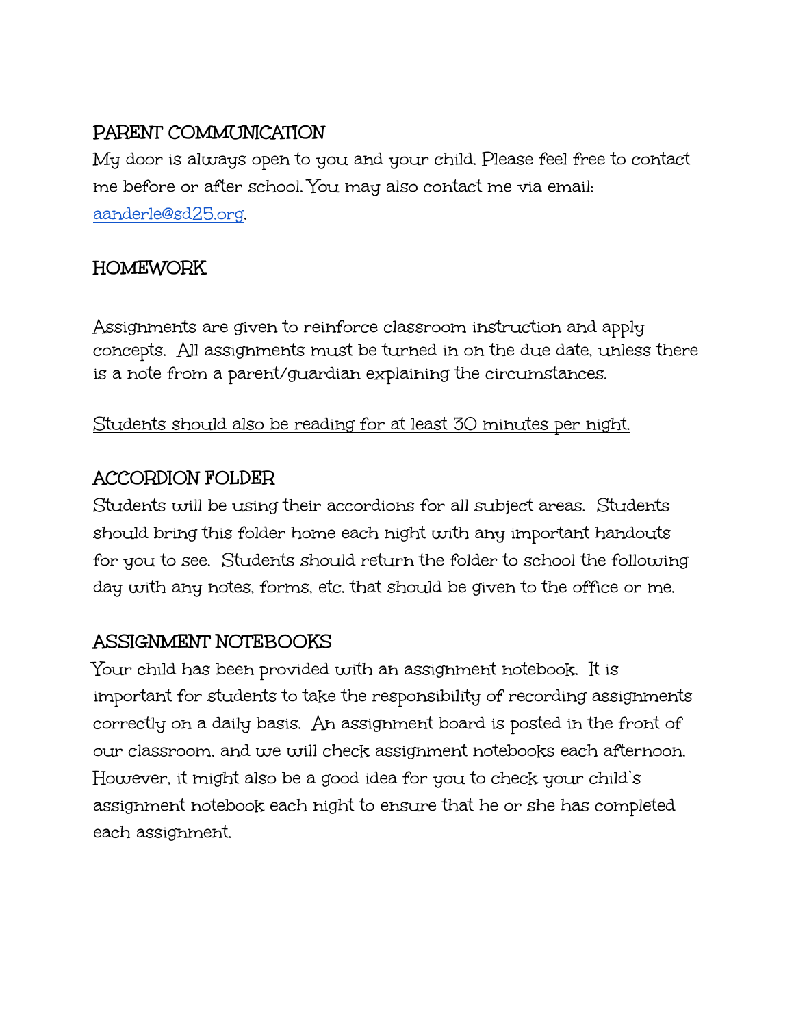## PARENT COMMUNICATION

My door is always open to you and your child. Please feel free to contact me before or after school. You may also contact me via email: [aanderle@sd25.org](mailto:aanderle@sd25.org).

## HOMEWORK

Assignments are given to reinforce classroom instruction and apply concepts. All assignments must be turned in on the due date, unless there is a note from a parent/guardian explaining the circumstances.

<u>Students should also be reading for at least 30 minutes per night.</u>

## ACCORDION FOLDER

Students will be using their accordions for all subject areas. Students should bring this folder home each night with any important handouts for you to see. Students should return the folder to school the following day with any notes, forms, etc. that should be given to the office or me.

## ASSIGNMENT NOTEBOOKS

Your child has been provided with an assignment notebook. It is important for students to take the responsibility of recording assignments correctly on a daily basis. An assignment board is posted in the front of our classroom, and we will check assignment notebooks each afternoon. However, it might also be a good idea for you to check your child's assignment notebook each night to ensure that he or she has completed each assignment.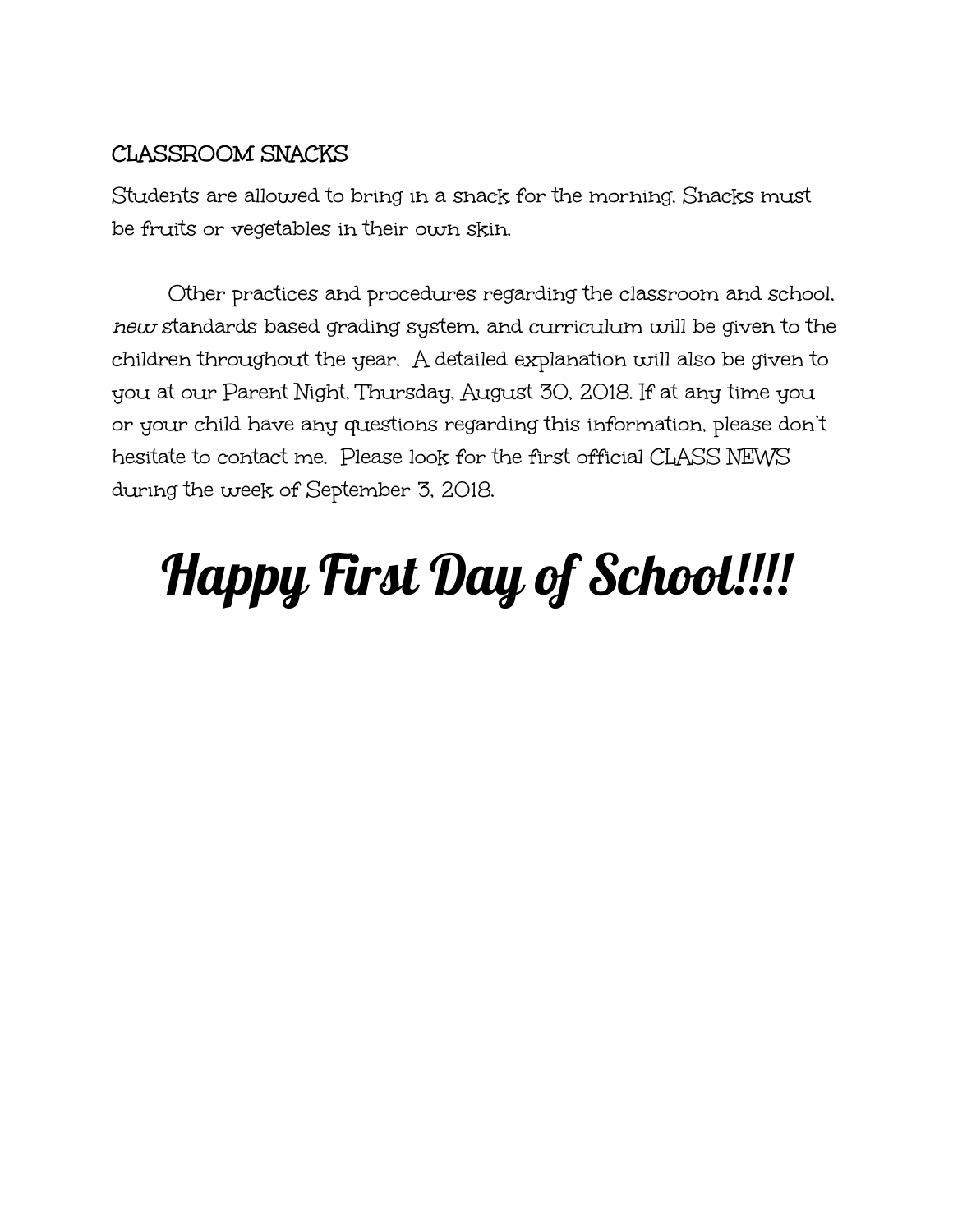## CLASSROOM SNACKS

Students are allowed to bring in a snack for the morning. Snacks must be fruits or vegetables in their own skin.

Other practices and procedures regarding the classroom and school, *new* standards based grading system, and curriculum will be given to the children throughout the year. A detailed explanation will also be given to you at our Parent Night, Thursday, August 30, 2018. If at any time you or your child have any questions regarding this information, please don't hesitate to contact me. Please look for the first official CLASS NEWS during the week of September 3, 2018.

# Happy First Day of School!!!!